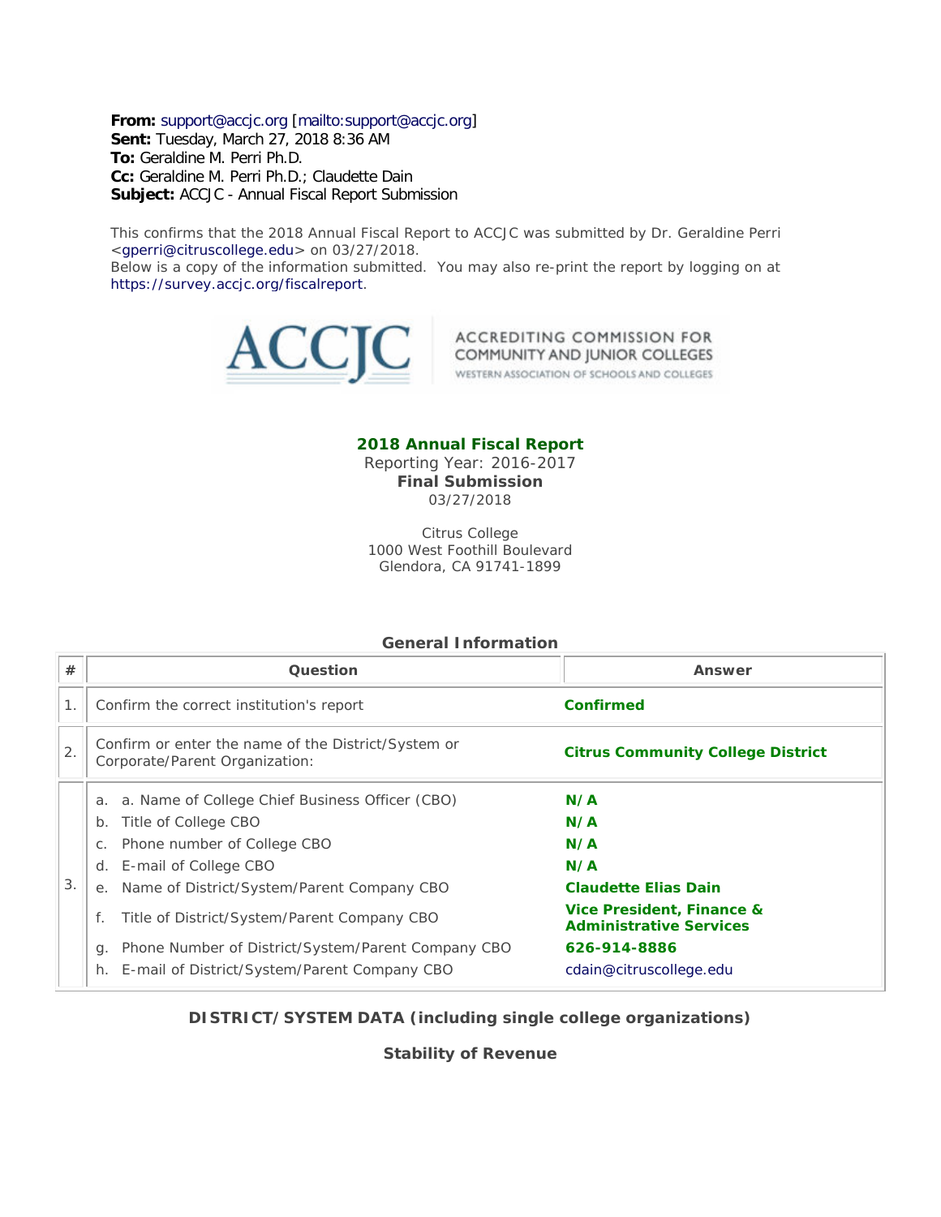**From:** support@accjc.org [mailto:support@accjc.org]
**Sent:** Tuesday, March 27, 2018 8:36 AM
**To:** Geraldine M. Perri Ph.D.
**Cc:** Geraldine M. Perri Ph.D.; Claudette Dain
**Subject:** ACCJC - Annual Fiscal Report Submission

This confirms that the 2018 Annual Fiscal Report to ACCJC was submitted by Dr. Geraldine Perri <gperri@citruscollege.edu> on 03/27/2018.
Below is a copy of the information submitted. You may also re-print the report by logging on at https://survey.accjc.org/fiscalreport.

ACCJC — ACCREDITING COMMISSION FOR COMMUNITY AND JUNIOR COLLEGES — WESTERN ASSOCIATION OF SCHOOLS AND COLLEGES

## 2018 Annual Fiscal Report

Reporting Year: 2016-2017
**Final Submission**
03/27/2018

Citrus College
1000 West Foothill Boulevard
Glendora, CA 91741-1899

### General Information

| # | Question | Answer |
|---|---|---|
| 1. | Confirm the correct institution's report | **Confirmed** |
| 2. | Confirm or enter the name of the District/System or Corporate/Parent Organization: | **Citrus Community College District** |
| 3. | a. a. Name of College Chief Business Officer (CBO) | **N/A** |
| | b. Title of College CBO | **N/A** |
| | c. Phone number of College CBO | **N/A** |
| | d. E-mail of College CBO | **N/A** |
| | e. Name of District/System/Parent Company CBO | **Claudette Elias Dain** |
| | f. Title of District/System/Parent Company CBO | **Vice President, Finance & Administrative Services** |
| | g. Phone Number of District/System/Parent Company CBO | **626-914-8886** |
| | h. E-mail of District/System/Parent Company CBO | cdain@citruscollege.edu |

### DISTRICT/SYSTEM DATA (including single college organizations)

### Stability of Revenue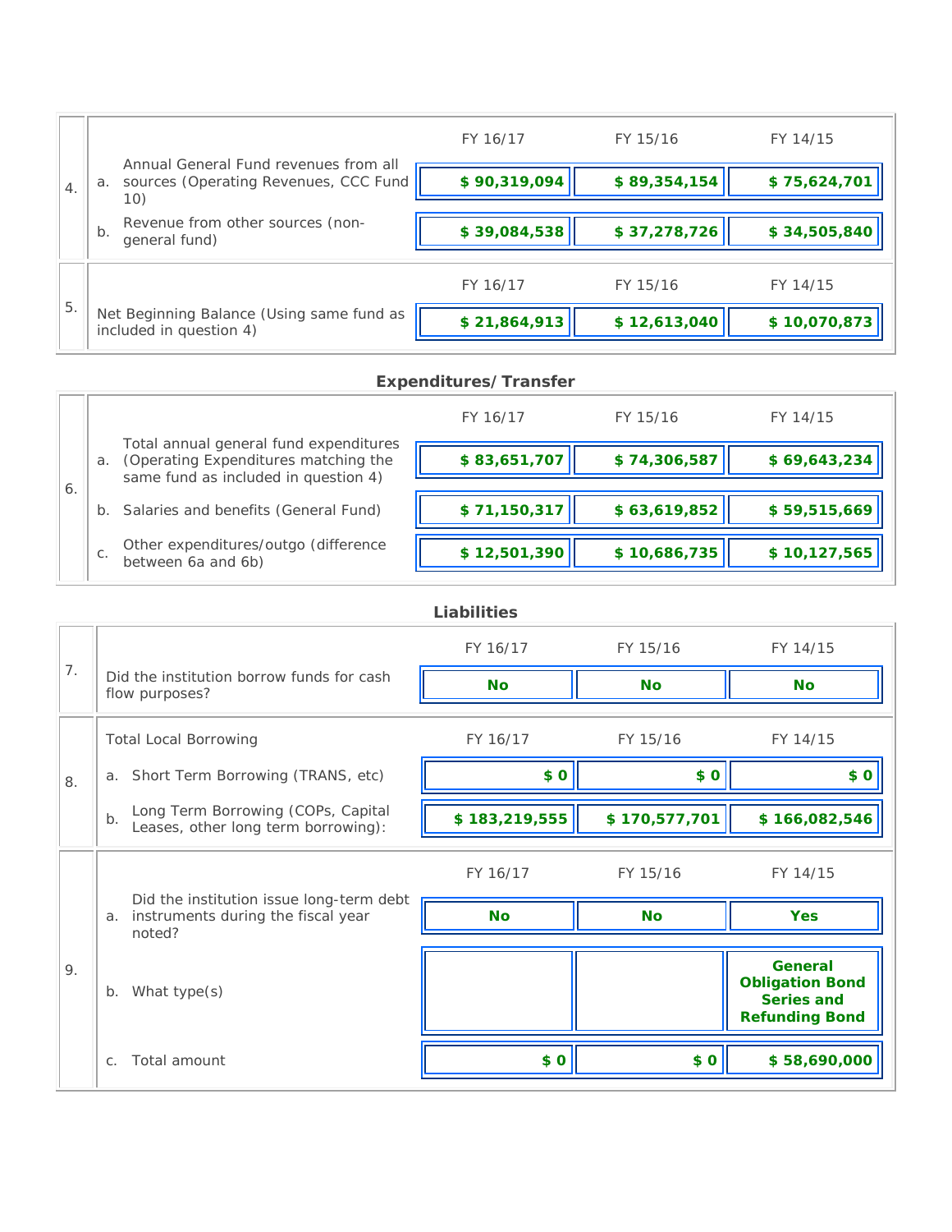| | | FY 16/17 | FY 15/16 | FY 14/15 |
|---|---|---|---|---|
| 4. | a. Annual General Fund revenues from all sources (Operating Revenues, CCC Fund 10) | **$ 90,319,094** | **$ 89,354,154** | **$ 75,624,701** |
| | b. Revenue from other sources (non-general fund) | **$ 39,084,538** | **$ 37,278,726** | **$ 34,505,840** |

| | | FY 16/17 | FY 15/16 | FY 14/15 |
|---|---|---|---|---|
| 5. | Net Beginning Balance (Using same fund as included in question 4) | **$ 21,864,913** | **$ 12,613,040** | **$ 10,070,873** |

## Expenditures/Transfer

| | | FY 16/17 | FY 15/16 | FY 14/15 |
|---|---|---|---|---|
| 6. | a. Total annual general fund expenditures (Operating Expenditures matching the same fund as included in question 4) | **$ 83,651,707** | **$ 74,306,587** | **$ 69,643,234** |
| | b. Salaries and benefits (General Fund) | **$ 71,150,317** | **$ 63,619,852** | **$ 59,515,669** |
| | c. Other expenditures/outgo (difference between 6a and 6b) | **$ 12,501,390** | **$ 10,686,735** | **$ 10,127,565** |

## Liabilities

| | | FY 16/17 | FY 15/16 | FY 14/15 |
|---|---|---|---|---|
| 7. | Did the institution borrow funds for cash flow purposes? | **No** | **No** | **No** |

| | Total Local Borrowing | FY 16/17 | FY 15/16 | FY 14/15 |
|---|---|---|---|---|
| 8. | a. Short Term Borrowing (TRANS, etc) | **$ 0** | **$ 0** | **$ 0** |
| | b. Long Term Borrowing (COPs, Capital Leases, other long term borrowing): | **$ 183,219,555** | **$ 170,577,701** | **$ 166,082,546** |

| | | FY 16/17 | FY 15/16 | FY 14/15 |
|---|---|---|---|---|
| 9. | a. Did the institution issue long-term debt instruments during the fiscal year noted? | **No** | **No** | **Yes** |
| | b. What type(s) | | | **General Obligation Bond Series and Refunding Bond** |
| | c. Total amount | **$ 0** | **$ 0** | **$ 58,690,000** |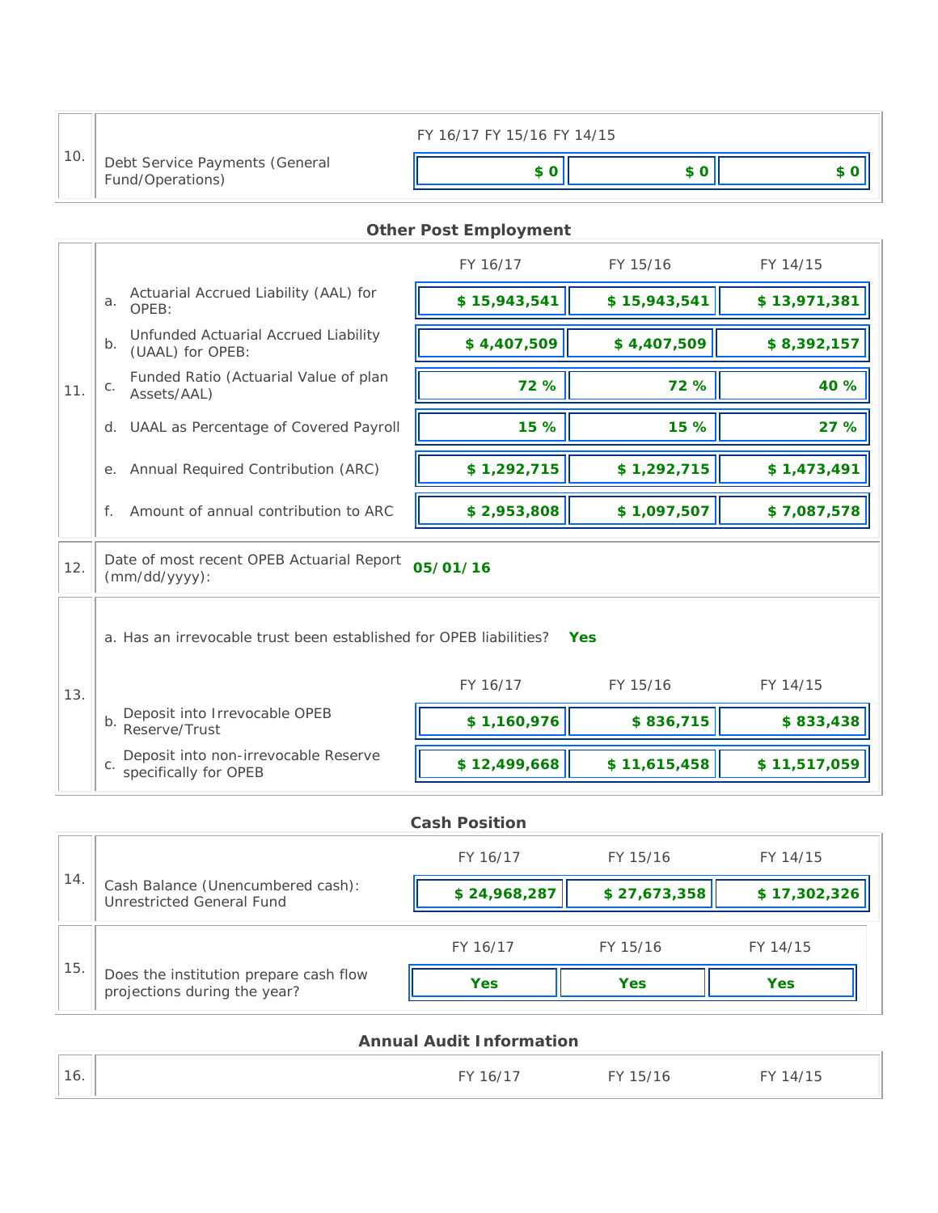| | | FY 16/17 | FY 15/16 | FY 14/15 |
|---|---|---|---|---|
| 10. | Debt Service Payments (General Fund/Operations) | **$ 0** | **$ 0** | **$ 0** |

### Other Post Employment

| | | FY 16/17 | FY 15/16 | FY 14/15 |
|---|---|---|---|---|
| 11. | a. Actuarial Accrued Liability (AAL) for OPEB: | **$ 15,943,541** | **$ 15,943,541** | **$ 13,971,381** |
| | b. Unfunded Actuarial Accrued Liability (UAAL) for OPEB: | **$ 4,407,509** | **$ 4,407,509** | **$ 8,392,157** |
| | c. Funded Ratio (Actuarial Value of plan Assets/AAL) | **72 %** | **72 %** | **40 %** |
| | d. UAAL as Percentage of Covered Payroll | **15 %** | **15 %** | **27 %** |
| | e. Annual Required Contribution (ARC) | **$ 1,292,715** | **$ 1,292,715** | **$ 1,473,491** |
| | f. Amount of annual contribution to ARC | **$ 2,953,808** | **$ 1,097,507** | **$ 7,087,578** |

| | | |
|---|---|---|
| 12. | Date of most recent OPEB Actuarial Report (mm/dd/yyyy): | **05/01/16** |

13\.

a. Has an irrevocable trust been established for OPEB liabilities? **Yes**

| | | FY 16/17 | FY 15/16 | FY 14/15 |
|---|---|---|---|---|
| 13. | b. Deposit into Irrevocable OPEB Reserve/Trust | **$ 1,160,976** | **$ 836,715** | **$ 833,438** |
| | c. Deposit into non-irrevocable Reserve specifically for OPEB | **$ 12,499,668** | **$ 11,615,458** | **$ 11,517,059** |

### Cash Position

| | | FY 16/17 | FY 15/16 | FY 14/15 |
|---|---|---|---|---|
| 14. | Cash Balance (Unencumbered cash): Unrestricted General Fund | **$ 24,968,287** | **$ 27,673,358** | **$ 17,302,326** |
| 15. | Does the institution prepare cash flow projections during the year? | **Yes** | **Yes** | **Yes** |

### Annual Audit Information

| | | FY 16/17 | FY 15/16 | FY 14/15 |
|---|---|---|---|---|
| 16. | | | | |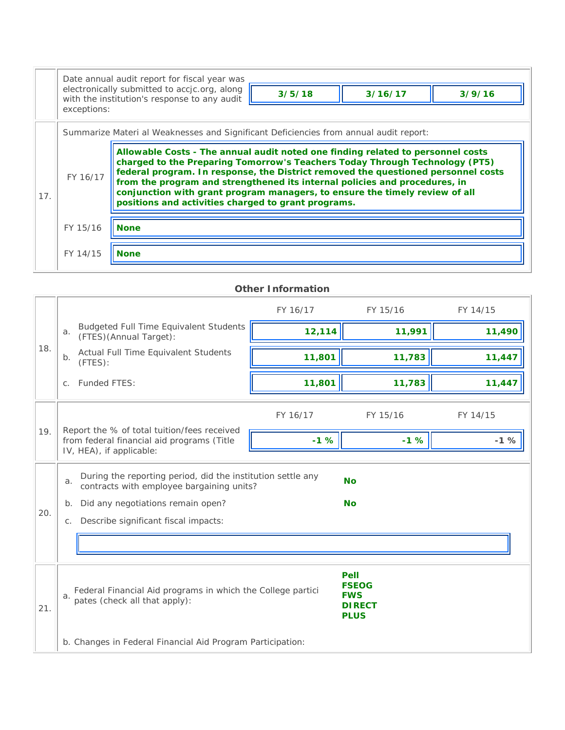| | | | | |
|---|---|---|---|---|
| | Date annual audit report for fiscal year was electronically submitted to accjc.org, along with the institution's response to any audit exceptions: | **3/5/18** | **3/16/17** | **3/9/16** |

**17.** Summarize Materi al Weaknesses and Significant Deficiencies from annual audit report:

| | |
|---|---|
| FY 16/17 | **Allowable Costs - The annual audit noted one finding related to personnel costs charged to the Preparing Tomorrow's Teachers Today Through Technology (PT5) federal program. In response, the District removed the questioned personnel costs from the program and strengthened its internal policies and procedures, in conjunction with grant program managers, to ensure the timely review of all positions and activities charged to grant programs.** |
| FY 15/16 | **None** |
| FY 14/15 | **None** |

## Other Information

| 18. | | FY 16/17 | FY 15/16 | FY 14/15 |
|---|---|---|---|---|
| | a. Budgeted Full Time Equivalent Students (FTES)(Annual Target): | **12,114** | **11,991** | **11,490** |
| | b. Actual Full Time Equivalent Students (FTES): | **11,801** | **11,783** | **11,447** |
| | c. Funded FTES: | **11,801** | **11,783** | **11,447** |

| 19. | | FY 16/17 | FY 15/16 | FY 14/15 |
|---|---|---|---|---|
| | Report the % of total tuition/fees received from federal financial aid programs (Title IV, HEA), if applicable: | **-1 %** | **-1 %** | **-1 %** |

**20.**

a. During the reporting period, did the institution settle any contracts with employee bargaining units? **No**

b. Did any negotiations remain open? **No**

c. Describe significant fiscal impacts:

**21.**

a. Federal Financial Aid programs in which the College partici pates (check all that apply):

**Pell**
**FSEOG**
**FWS**
**DIRECT**
**PLUS**

b. Changes in Federal Financial Aid Program Participation: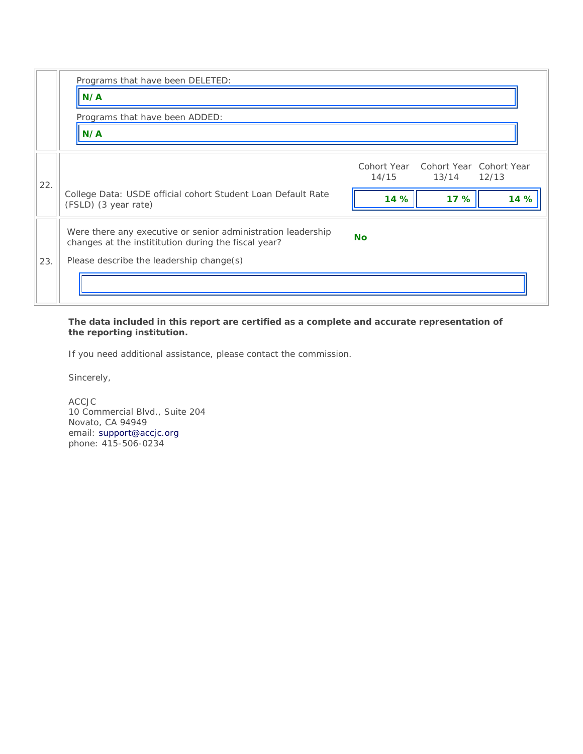| | |
|---|---|
| | Programs that have been DELETED: **N/A** Programs that have been ADDED: **N/A** |

| | | Cohort Year 14/15 | Cohort Year 13/14 | Cohort Year 12/13 |
|---|---|---|---|---|
| 22. | College Data: USDE official cohort Student Loan Default Rate (FSLD) (3 year rate) | **14 %** | **17 %** | **14 %** |

| | | |
|---|---|---|
| 23. | Were there any executive or senior administration leadership changes at the instititution during the fiscal year? | **No** |
| | Please describe the leadership change(s) | |

**The data included in this report are certified as a complete and accurate representation of the reporting institution.**

If you need additional assistance, please contact the commission.

Sincerely,

ACCJC
10 Commercial Blvd., Suite 204
Novato, CA 94949
email: support@accjc.org
phone: 415-506-0234